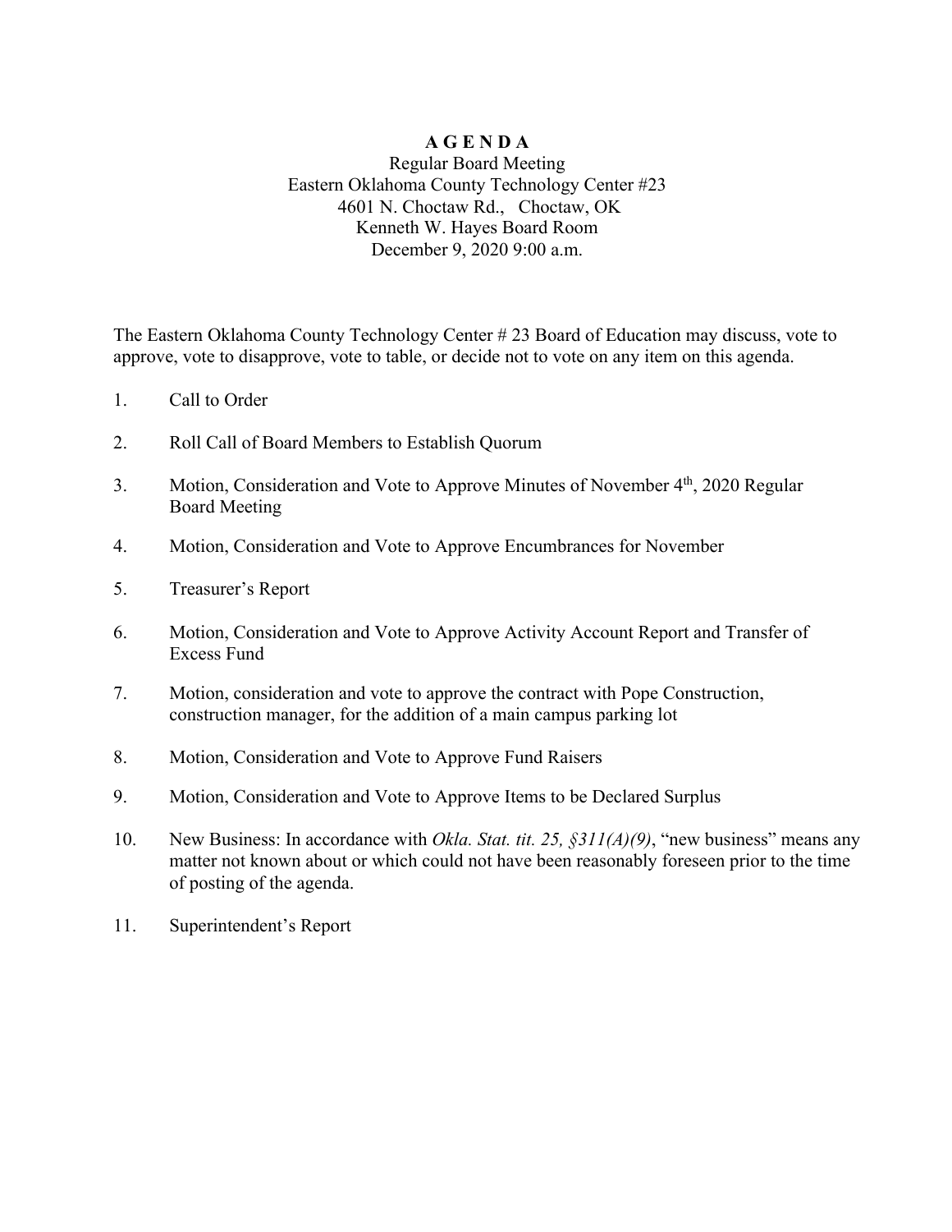# A G E N D A

Regular Board Meeting
Eastern Oklahoma County Technology Center #23
4601 N. Choctaw Rd., Choctaw, OK
Kenneth W. Hayes Board Room
December 9, 2020 9:00 a.m.

The Eastern Oklahoma County Technology Center # 23 Board of Education may discuss, vote to approve, vote to disapprove, vote to table, or decide not to vote on any item on this agenda.

1. Call to Order
2. Roll Call of Board Members to Establish Quorum
3. Motion, Consideration and Vote to Approve Minutes of November 4th, 2020 Regular Board Meeting
4. Motion, Consideration and Vote to Approve Encumbrances for November
5. Treasurer's Report
6. Motion, Consideration and Vote to Approve Activity Account Report and Transfer of Excess Fund
7. Motion, consideration and vote to approve the contract with Pope Construction, construction manager, for the addition of a main campus parking lot
8. Motion, Consideration and Vote to Approve Fund Raisers
9. Motion, Consideration and Vote to Approve Items to be Declared Surplus
10. New Business: In accordance with *Okla. Stat. tit. 25, §311(A)(9)*, "new business" means any matter not known about or which could not have been reasonably foreseen prior to the time of posting of the agenda.
11. Superintendent's Report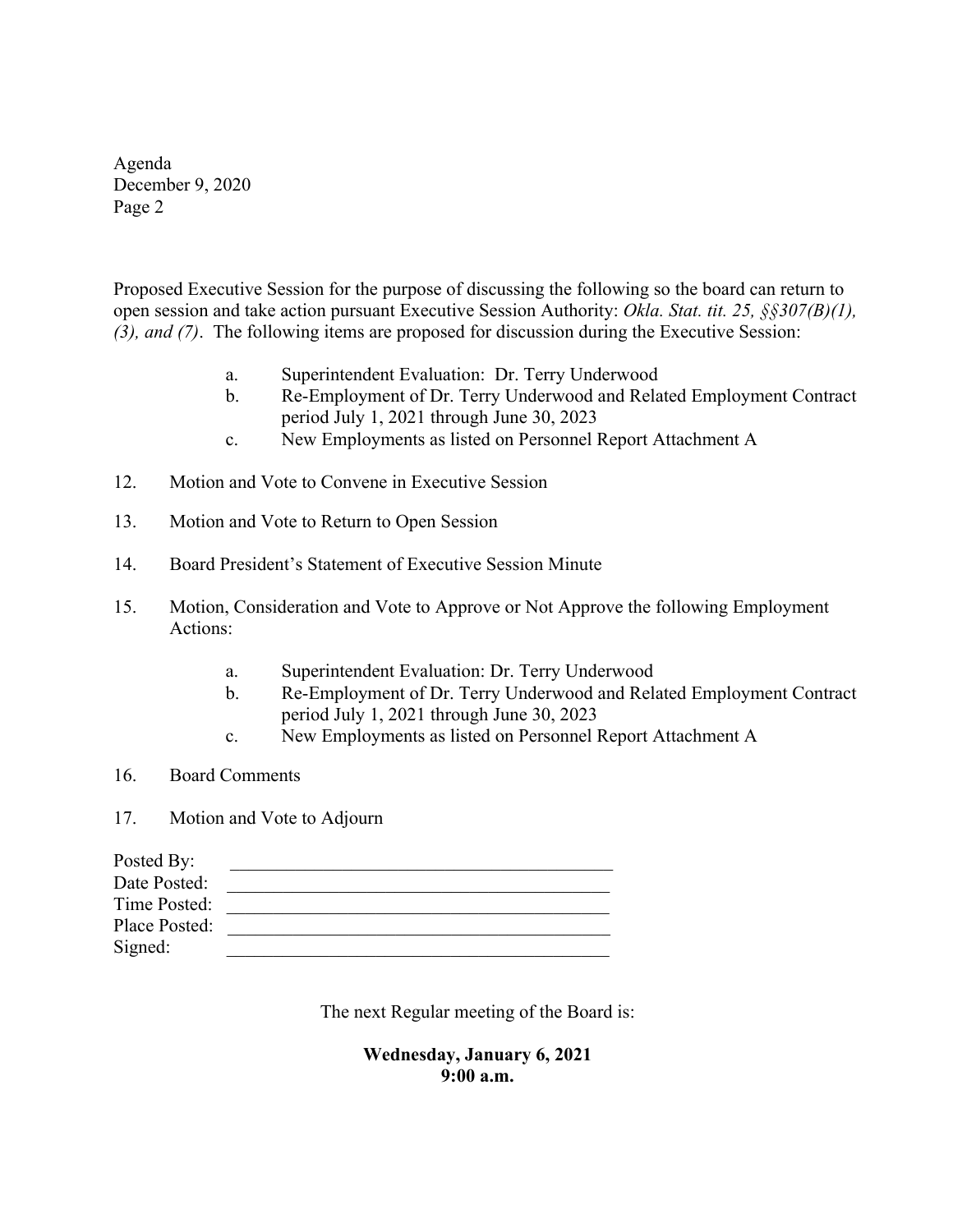Proposed Executive Session for the purpose of discussing the following so the board can return to open session and take action pursuant Executive Session Authority: *Okla. Stat. tit. 25, §§307(B)(1), (3), and (7)*. The following items are proposed for discussion during the Executive Session:

- a. Superintendent Evaluation: Dr. Terry Underwood
- b. Re-Employment of Dr. Terry Underwood and Related Employment Contract period July 1, 2021 through June 30, 2023
- c. New Employments as listed on Personnel Report Attachment A

12. Motion and Vote to Convene in Executive Session

13. Motion and Vote to Return to Open Session

14. Board President's Statement of Executive Session Minute

15. Motion, Consideration and Vote to Approve or Not Approve the following Employment Actions:

    - a. Superintendent Evaluation: Dr. Terry Underwood
    - b. Re-Employment of Dr. Terry Underwood and Related Employment Contract period July 1, 2021 through June 30, 2023
    - c. New Employments as listed on Personnel Report Attachment A

16. Board Comments

17. Motion and Vote to Adjourn

Posted By: ______________________________

Date Posted: ______________________________

Time Posted: ______________________________

Place Posted: ______________________________

Signed: ______________________________

The next Regular meeting of the Board is:

**Wednesday, January 6, 2021**
**9:00 a.m.**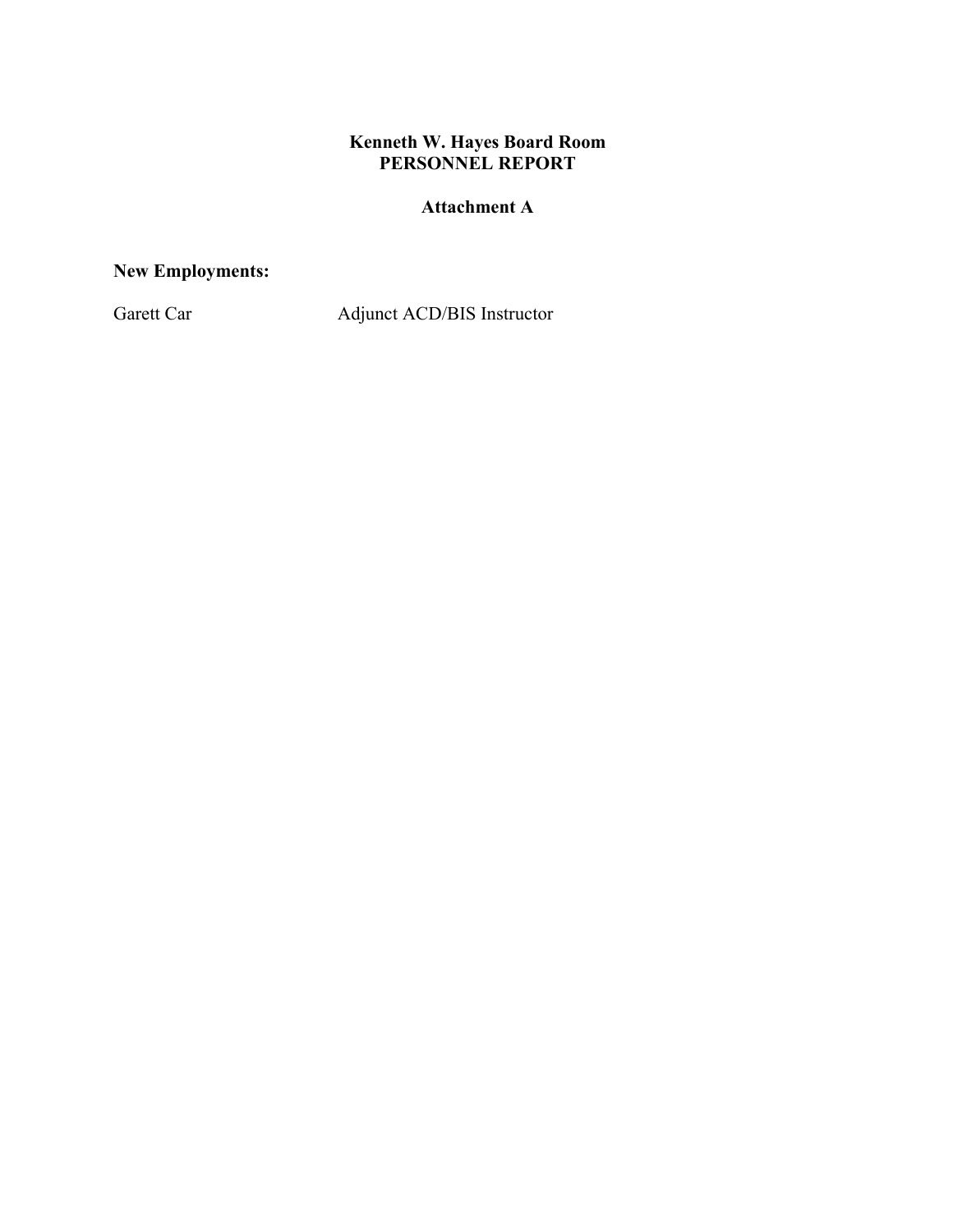**Kenneth W. Hayes Board Room**
**PERSONNEL REPORT**

**Attachment A**

**New Employments:**

| | |
|---|---|
| Garett Car | Adjunct ACD/BIS Instructor |